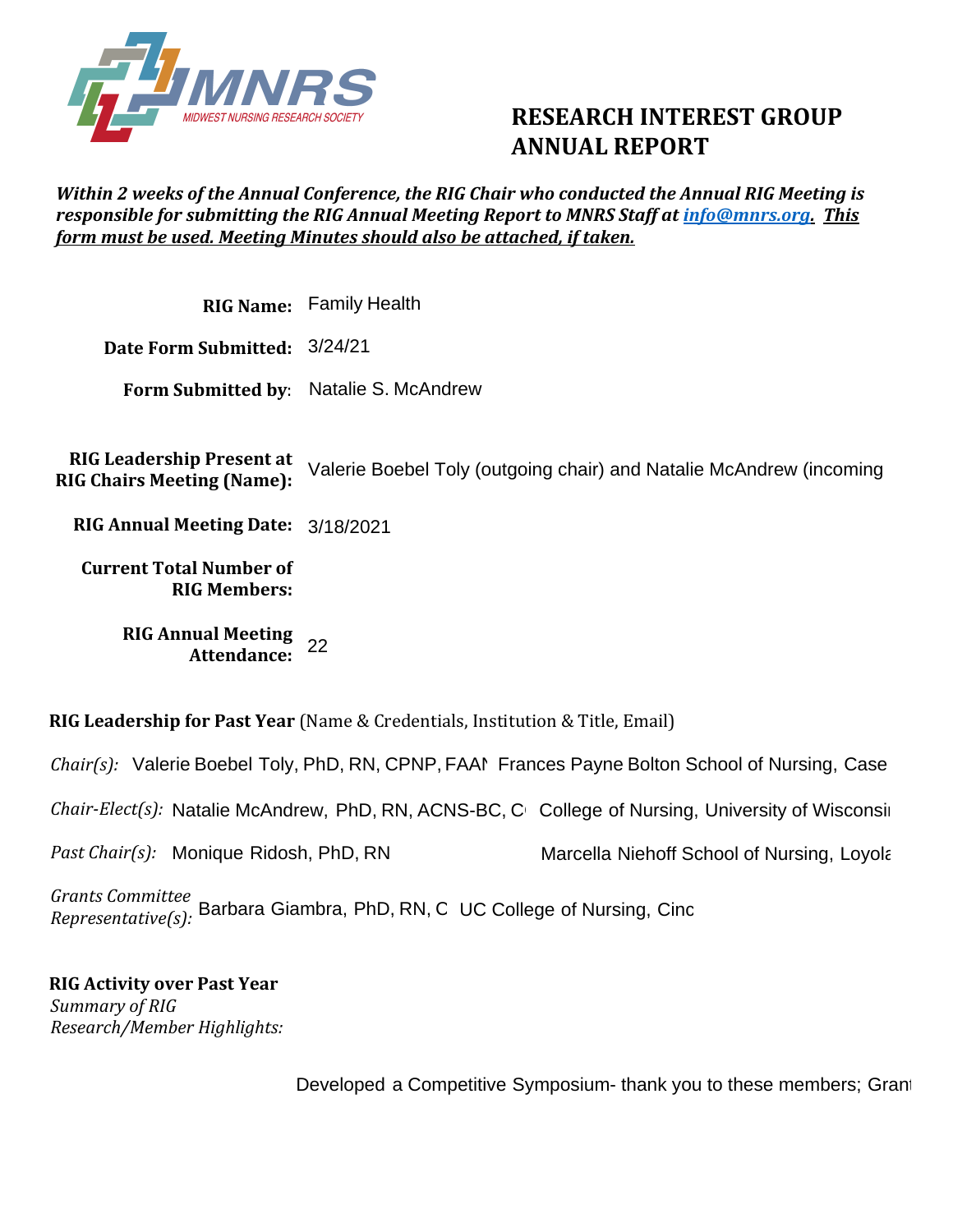MNRS
MIDWEST NURSING RESEARCH SOCIETY

# RESEARCH INTEREST GROUP ANNUAL REPORT

***Within 2 weeks of the Annual Conference, the RIG Chair who conducted the Annual RIG Meeting is responsible for submitting the RIG Annual Meeting Report to MNRS Staff at [info@mnrs.org](mailto:info@mnrs.org). This form must be used. Meeting Minutes should also be attached, if taken.***

**RIG Name:** Family Health

**Date Form Submitted:** 3/24/21

**Form Submitted by:** Natalie S. McAndrew

**RIG Leadership Present at RIG Chairs Meeting (Name):** Valerie Boebel Toly (outgoing chair) and Natalie McAndrew (incoming

**RIG Annual Meeting Date:** 3/18/2021

**Current Total Number of RIG Members:**

**RIG Annual Meeting Attendance:** 22

**RIG Leadership for Past Year** (Name & Credentials, Institution & Title, Email)

*Chair(s):* Valerie Boebel Toly, PhD, RN, CPNP, FAAN Frances Payne Bolton School of Nursing, Case

*Chair-Elect(s):* Natalie McAndrew, PhD, RN, ACNS-BC, C College of Nursing, University of Wisconsi

*Past Chair(s):* Monique Ridosh, PhD, RN Marcella Niehoff School of Nursing, Loyola

*Grants Committee Representative(s):* Barbara Giambra, PhD, RN, C UC College of Nursing, Cinc

**RIG Activity over Past Year**

*Summary of RIG Research/Member Highlights:*

Developed a Competitive Symposium- thank you to these members; Grant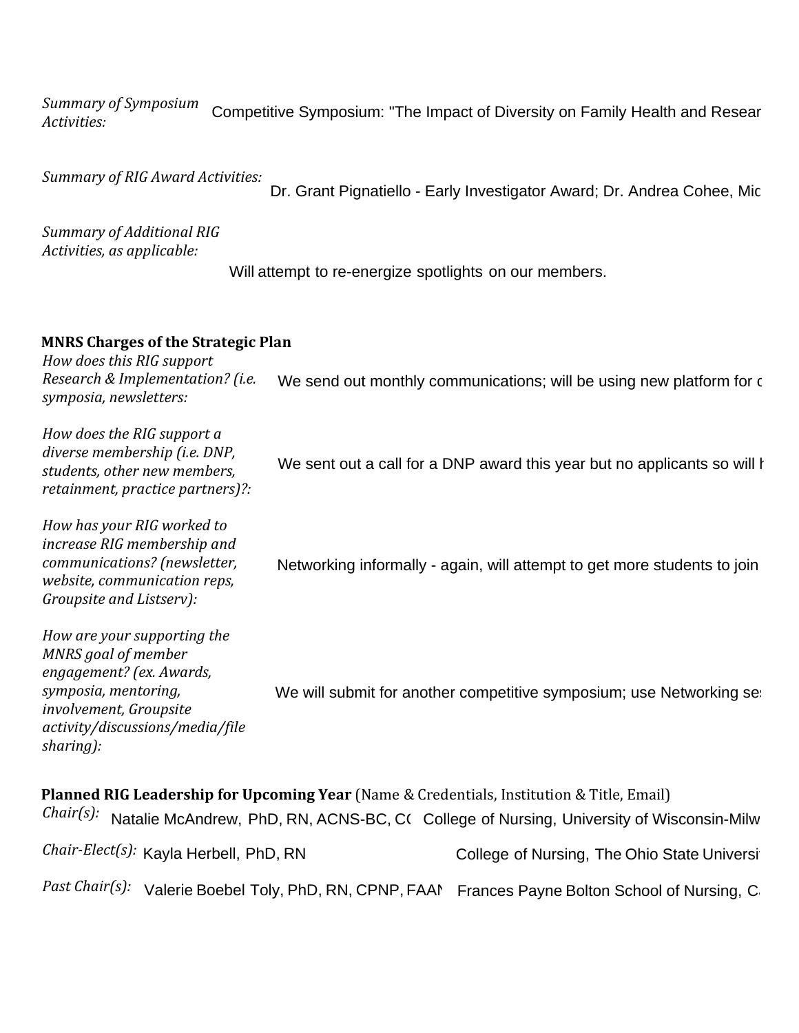*Summary of Symposium Activities:* Competitive Symposium: "The Impact of Diversity on Family Health and Resear

*Summary of RIG Award Activities:* Dr. Grant Pignatiello - Early Investigator Award; Dr. Andrea Cohee, Mic

*Summary of Additional RIG Activities, as applicable:* Will attempt to re-energize spotlights on our members.

**MNRS Charges of the Strategic Plan**

*How does this RIG support Research & Implementation? (i.e. symposia, newsletters:* We send out monthly communications; will be using new platform for c

*How does the RIG support a diverse membership (i.e. DNP, students, other new members, retainment, practice partners)?:* We sent out a call for a DNP award this year but no applicants so will h

*How has your RIG worked to increase RIG membership and communications? (newsletter, website, communication reps, Groupsite and Listserv):* Networking informally - again, will attempt to get more students to join

*How are your supporting the MNRS goal of member engagement? (ex. Awards, symposia, mentoring, involvement, Groupsite activity/discussions/media/file sharing):* We will submit for another competitive symposium; use Networking se:

**Planned RIG Leadership for Upcoming Year** (Name & Credentials, Institution & Title, Email)

| | | |
|---|---|---|
| *Chair(s):* | Natalie McAndrew, PhD, RN, ACNS-BC, C( | College of Nursing, University of Wisconsin-Milw |
| *Chair-Elect(s):* | Kayla Herbell, PhD, RN | College of Nursing, The Ohio State Universi |
| *Past Chair(s):* | Valerie Boebel Toly, PhD, RN, CPNP, FAAN | Frances Payne Bolton School of Nursing, C |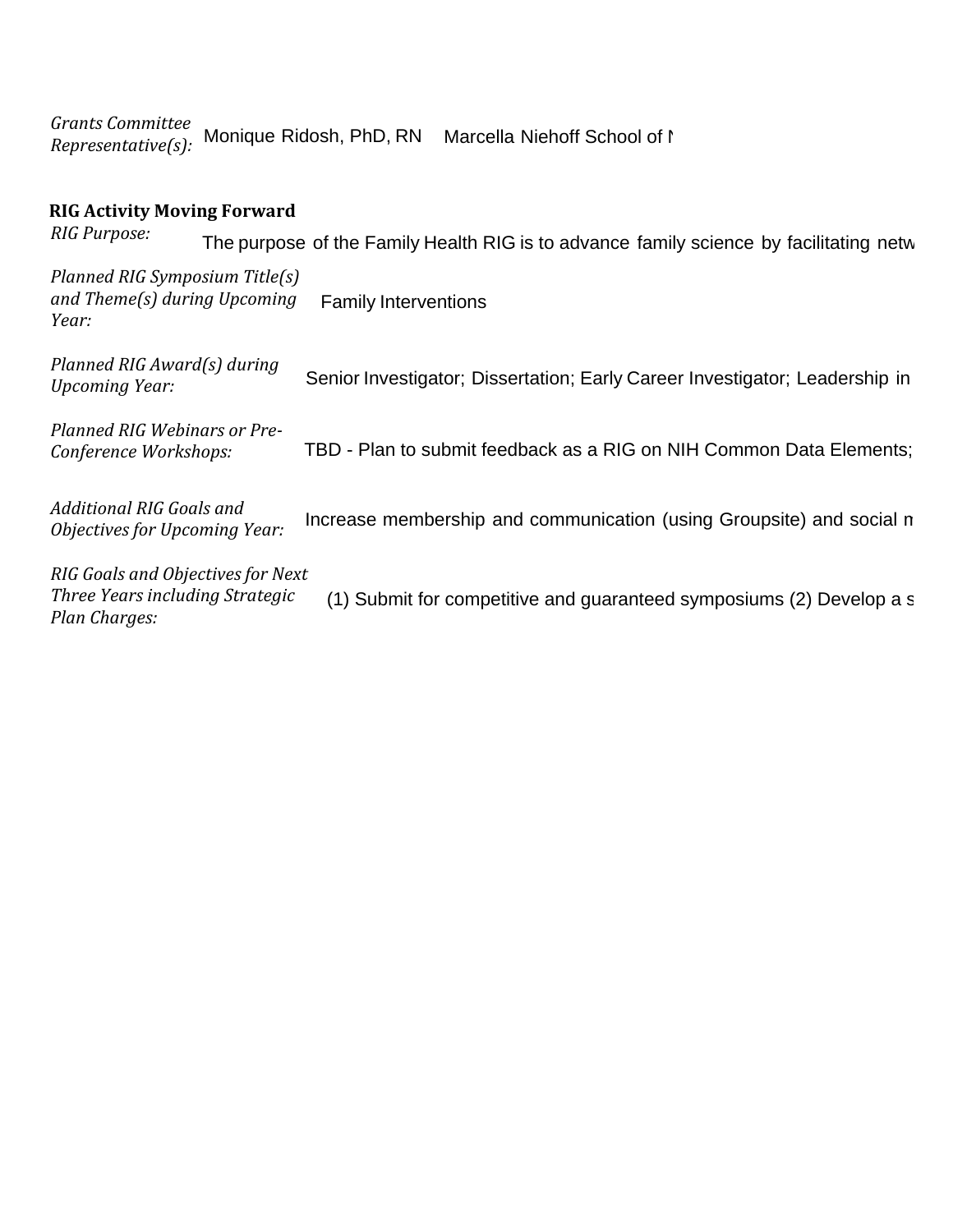*Grants Committee Representative(s):* Monique Ridosh, PhD, RN Marcella Niehoff School of N

**RIG Activity Moving Forward**

*RIG Purpose:* The purpose of the Family Health RIG is to advance family science by facilitating netw

*Planned RIG Symposium Title(s) and Theme(s) during Upcoming Year:* Family Interventions

*Planned RIG Award(s) during Upcoming Year:* Senior Investigator; Dissertation; Early Career Investigator; Leadership in

*Planned RIG Webinars or Pre-Conference Workshops:* TBD - Plan to submit feedback as a RIG on NIH Common Data Elements;

*Additional RIG Goals and Objectives for Upcoming Year:* Increase membership and communication (using Groupsite) and social m

*RIG Goals and Objectives for Next Three Years including Strategic Plan Charges:* (1) Submit for competitive and guaranteed symposiums (2) Develop a s